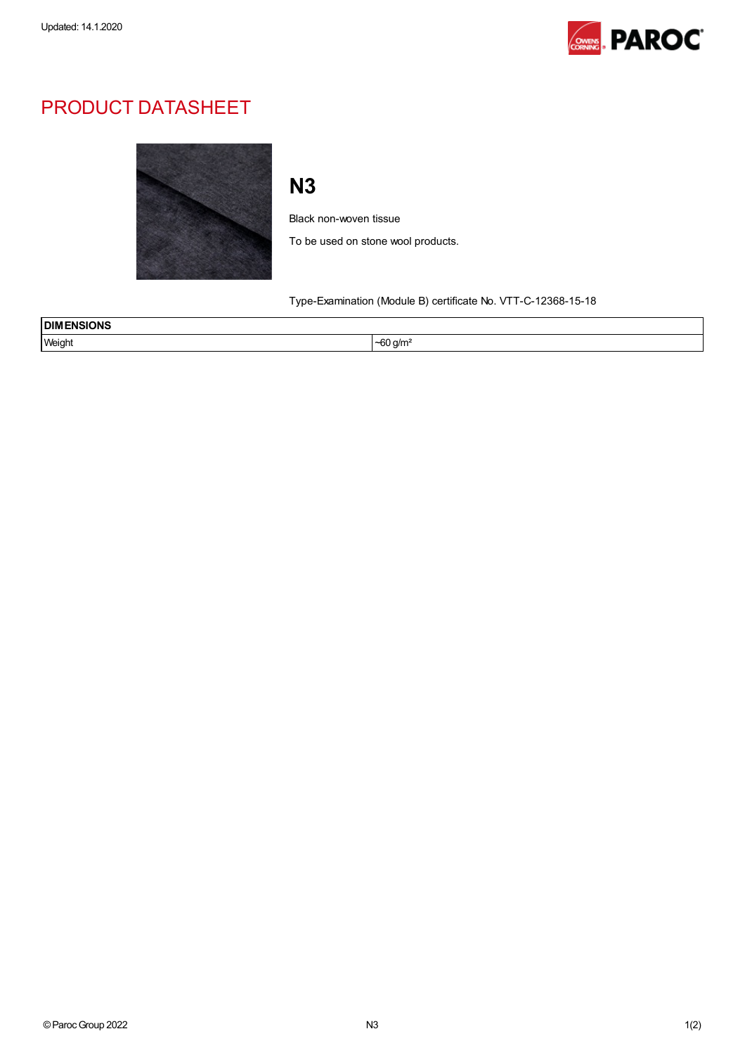Updated: 14.1.2020

# PRODUCT DATASHEET

## N3

Black non-woven tissue

To be used on stone wool products.

Type-Examination (Module B) certificate No. VTT-C-12368-15-18

| DIMENSIONS | |
|---|---|
| Weight | ~60 g/m² |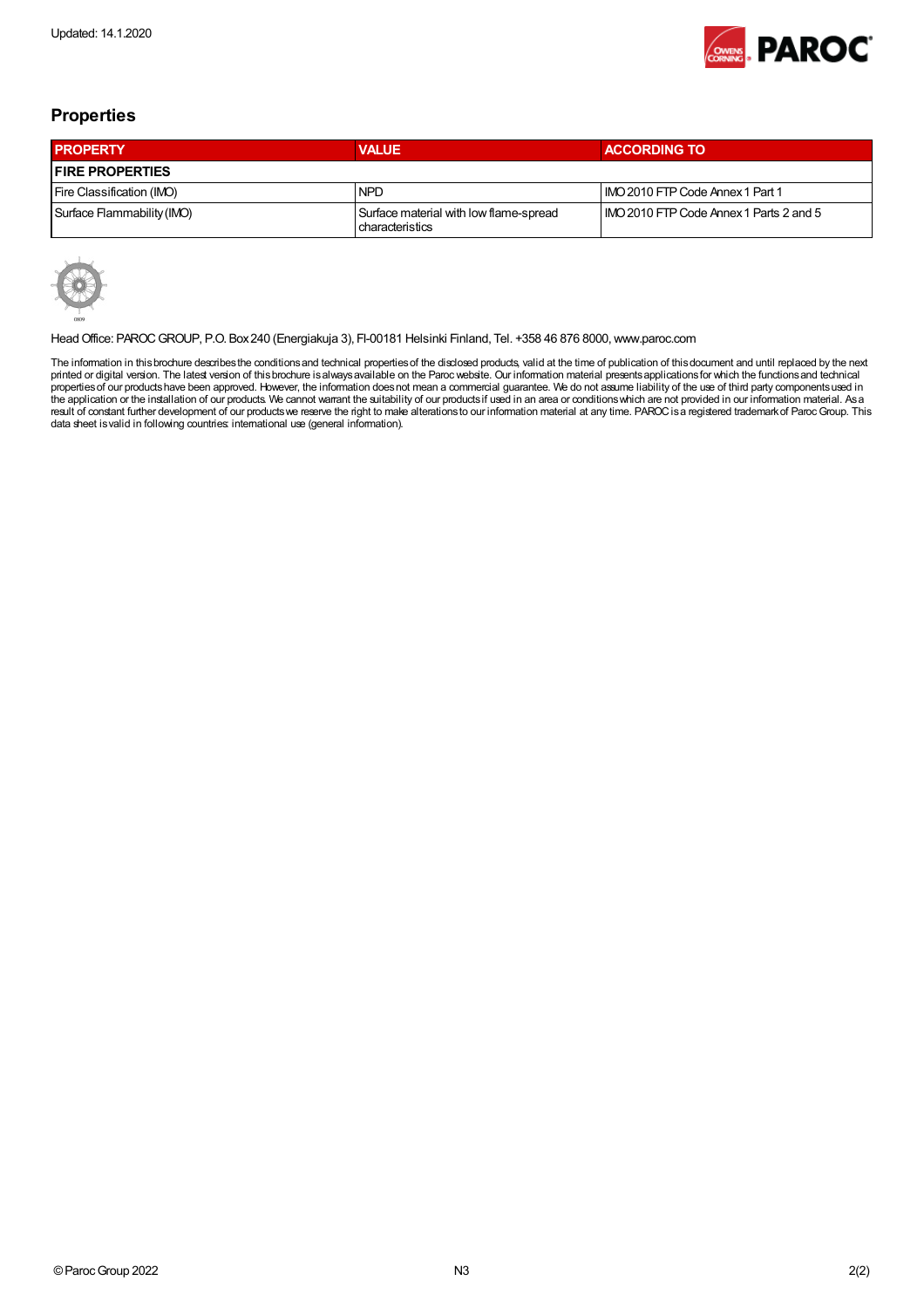## Properties

| PROPERTY | VALUE | ACCORDING TO |
|---|---|---|
| **FIRE PROPERTIES** | | |
| Fire Classification (IMO) | NPD | IMO 2010 FTP Code Annex 1 Part 1 |
| Surface Flammability (IMO) | Surface material with low flame-spread characteristics | IMO 2010 FTP Code Annex 1 Parts 2 and 5 |

Head Office: PAROC GROUP, P.O. Box 240 (Energiakuja 3), FI-00181 Helsinki Finland, Tel. +358 46 876 8000, www.paroc.com

The information in this brochure describes the conditions and technical properties of the disclosed products, valid at the time of publication of this document and until replaced by the next printed or digital version. The latest version of this brochure is always available on the Paroc website. Our information material presents applications for which the functions and technical properties of our products have been approved. However, the information does not mean a commercial guarantee. We do not assume liability of the use of third party components used in the application or the installation of our products. We cannot warrant the suitability of our products if used in an area or conditions which are not provided in our information material. As a result of constant further development of our products we reserve the right to make alterations to our information material at any time. PAROC is a registered trademark of Paroc Group. This data sheet is valid in following countries: international use (general information).